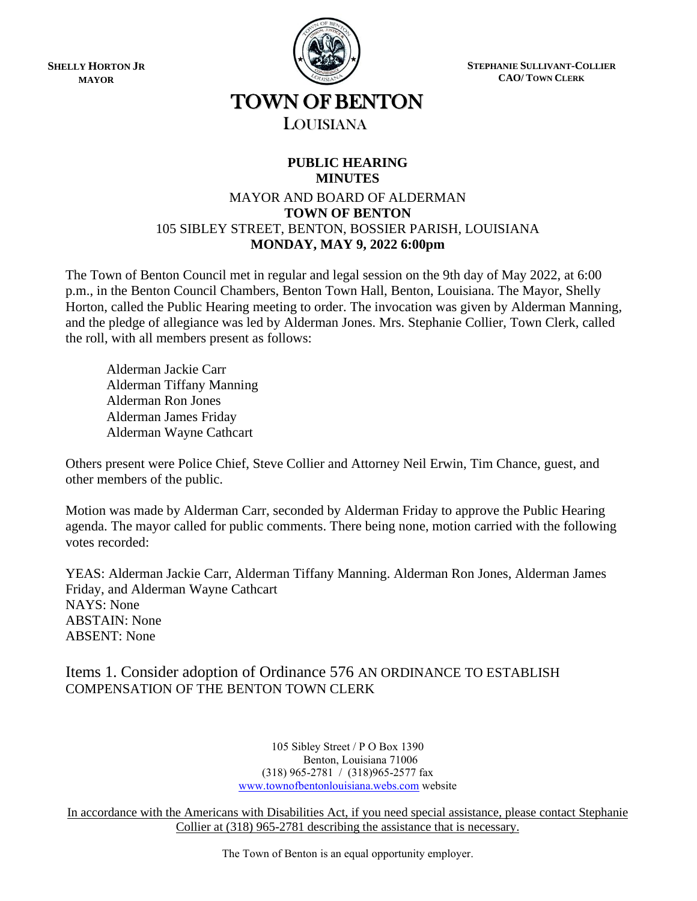**SHELLY HORTON JR**
**MAYOR**

**STEPHANIE SULLIVANT-COLLIER**
**CAO/ TOWN CLERK**

# TOWN OF BENTON

## LOUISIANA

**PUBLIC HEARING**
**MINUTES**

MAYOR AND BOARD OF ALDERMAN
**TOWN OF BENTON**
105 SIBLEY STREET, BENTON, BOSSIER PARISH, LOUISIANA
**MONDAY, MAY 9, 2022 6:00pm**

The Town of Benton Council met in regular and legal session on the 9th day of May 2022, at 6:00 p.m., in the Benton Council Chambers, Benton Town Hall, Benton, Louisiana. The Mayor, Shelly Horton, called the Public Hearing meeting to order. The invocation was given by Alderman Manning, and the pledge of allegiance was led by Alderman Jones. Mrs. Stephanie Collier, Town Clerk, called the roll, with all members present as follows:

Alderman Jackie Carr
Alderman Tiffany Manning
Alderman Ron Jones
Alderman James Friday
Alderman Wayne Cathcart

Others present were Police Chief, Steve Collier and Attorney Neil Erwin, Tim Chance, guest, and other members of the public.

Motion was made by Alderman Carr, seconded by Alderman Friday to approve the Public Hearing agenda. The mayor called for public comments. There being none, motion carried with the following votes recorded:

YEAS: Alderman Jackie Carr, Alderman Tiffany Manning. Alderman Ron Jones, Alderman James Friday, and Alderman Wayne Cathcart
NAYS: None
ABSTAIN: None
ABSENT: None

Items 1. Consider adoption of Ordinance 576 AN ORDINANCE TO ESTABLISH COMPENSATION OF THE BENTON TOWN CLERK

105 Sibley Street / P O Box 1390
Benton, Louisiana 71006
(318) 965-2781 / (318)965-2577 fax
www.townofbentonlouisiana.webs.com website

In accordance with the Americans with Disabilities Act, if you need special assistance, please contact Stephanie Collier at (318) 965-2781 describing the assistance that is necessary.

The Town of Benton is an equal opportunity employer.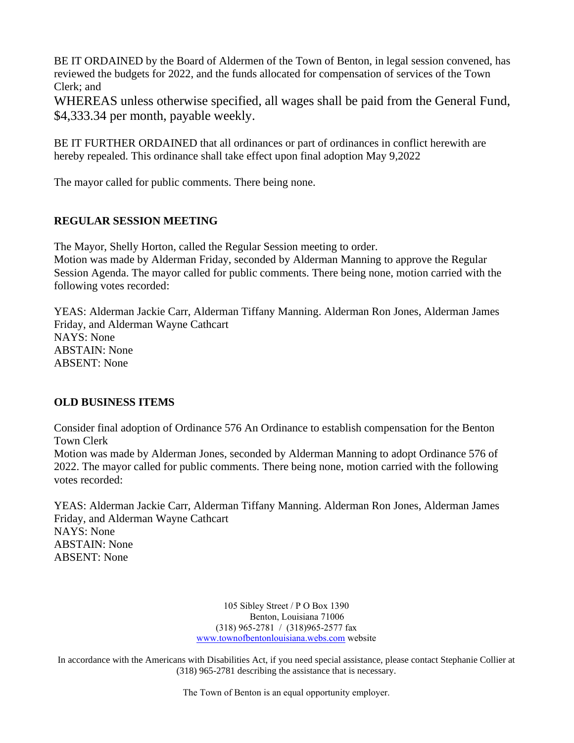BE IT ORDAINED by the Board of Aldermen of the Town of Benton, in legal session convened, has reviewed the budgets for 2022, and the funds allocated for compensation of services of the Town Clerk; and

WHEREAS unless otherwise specified, all wages shall be paid from the General Fund, $4,333.34 per month, payable weekly.

BE IT FURTHER ORDAINED that all ordinances or part of ordinances in conflict herewith are hereby repealed. This ordinance shall take effect upon final adoption May 9,2022

The mayor called for public comments. There being none.

**REGULAR SESSION MEETING**

The Mayor, Shelly Horton, called the Regular Session meeting to order.
Motion was made by Alderman Friday, seconded by Alderman Manning to approve the Regular Session Agenda. The mayor called for public comments. There being none, motion carried with the following votes recorded:

YEAS: Alderman Jackie Carr, Alderman Tiffany Manning. Alderman Ron Jones, Alderman James Friday, and Alderman Wayne Cathcart
NAYS: None
ABSTAIN: None
ABSENT: None

**OLD BUSINESS ITEMS**

Consider final adoption of Ordinance 576 An Ordinance to establish compensation for the Benton Town Clerk
Motion was made by Alderman Jones, seconded by Alderman Manning to adopt Ordinance 576 of 2022. The mayor called for public comments. There being none, motion carried with the following votes recorded:

YEAS: Alderman Jackie Carr, Alderman Tiffany Manning. Alderman Ron Jones, Alderman James Friday, and Alderman Wayne Cathcart
NAYS: None
ABSTAIN: None
ABSENT: None

105 Sibley Street / P O Box 1390
Benton, Louisiana 71006
(318) 965-2781 / (318)965-2577 fax
www.townofbentonlouisiana.webs.com website

In accordance with the Americans with Disabilities Act, if you need special assistance, please contact Stephanie Collier at (318) 965-2781 describing the assistance that is necessary.

The Town of Benton is an equal opportunity employer.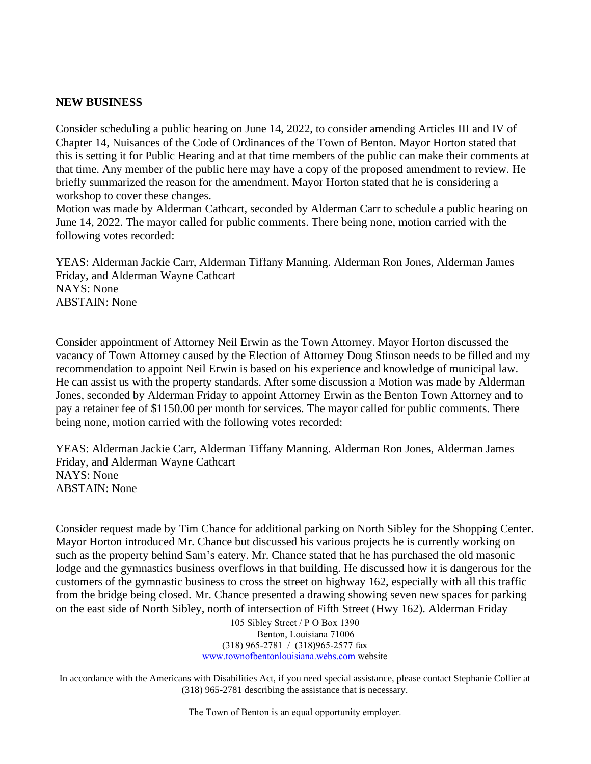**NEW BUSINESS**

Consider scheduling a public hearing on June 14, 2022, to consider amending Articles III and IV of Chapter 14, Nuisances of the Code of Ordinances of the Town of Benton. Mayor Horton stated that this is setting it for Public Hearing and at that time members of the public can make their comments at that time. Any member of the public here may have a copy of the proposed amendment to review. He briefly summarized the reason for the amendment. Mayor Horton stated that he is considering a workshop to cover these changes.

Motion was made by Alderman Cathcart, seconded by Alderman Carr to schedule a public hearing on June 14, 2022. The mayor called for public comments. There being none, motion carried with the following votes recorded:

YEAS: Alderman Jackie Carr, Alderman Tiffany Manning. Alderman Ron Jones, Alderman James Friday, and Alderman Wayne Cathcart
NAYS: None
ABSTAIN: None

Consider appointment of Attorney Neil Erwin as the Town Attorney. Mayor Horton discussed the vacancy of Town Attorney caused by the Election of Attorney Doug Stinson needs to be filled and my recommendation to appoint Neil Erwin is based on his experience and knowledge of municipal law. He can assist us with the property standards. After some discussion a Motion was made by Alderman Jones, seconded by Alderman Friday to appoint Attorney Erwin as the Benton Town Attorney and to pay a retainer fee of $1150.00 per month for services. The mayor called for public comments. There being none, motion carried with the following votes recorded:

YEAS: Alderman Jackie Carr, Alderman Tiffany Manning. Alderman Ron Jones, Alderman James Friday, and Alderman Wayne Cathcart
NAYS: None
ABSTAIN: None

Consider request made by Tim Chance for additional parking on North Sibley for the Shopping Center. Mayor Horton introduced Mr. Chance but discussed his various projects he is currently working on such as the property behind Sam's eatery. Mr. Chance stated that he has purchased the old masonic lodge and the gymnastics business overflows in that building. He discussed how it is dangerous for the customers of the gymnastic business to cross the street on highway 162, especially with all this traffic from the bridge being closed. Mr. Chance presented a drawing showing seven new spaces for parking on the east side of North Sibley, north of intersection of Fifth Street (Hwy 162). Alderman Friday

105 Sibley Street / P O Box 1390
Benton, Louisiana 71006
(318) 965-2781 / (318)965-2577 fax
www.townofbentonlouisiana.webs.com website

In accordance with the Americans with Disabilities Act, if you need special assistance, please contact Stephanie Collier at (318) 965-2781 describing the assistance that is necessary.

The Town of Benton is an equal opportunity employer.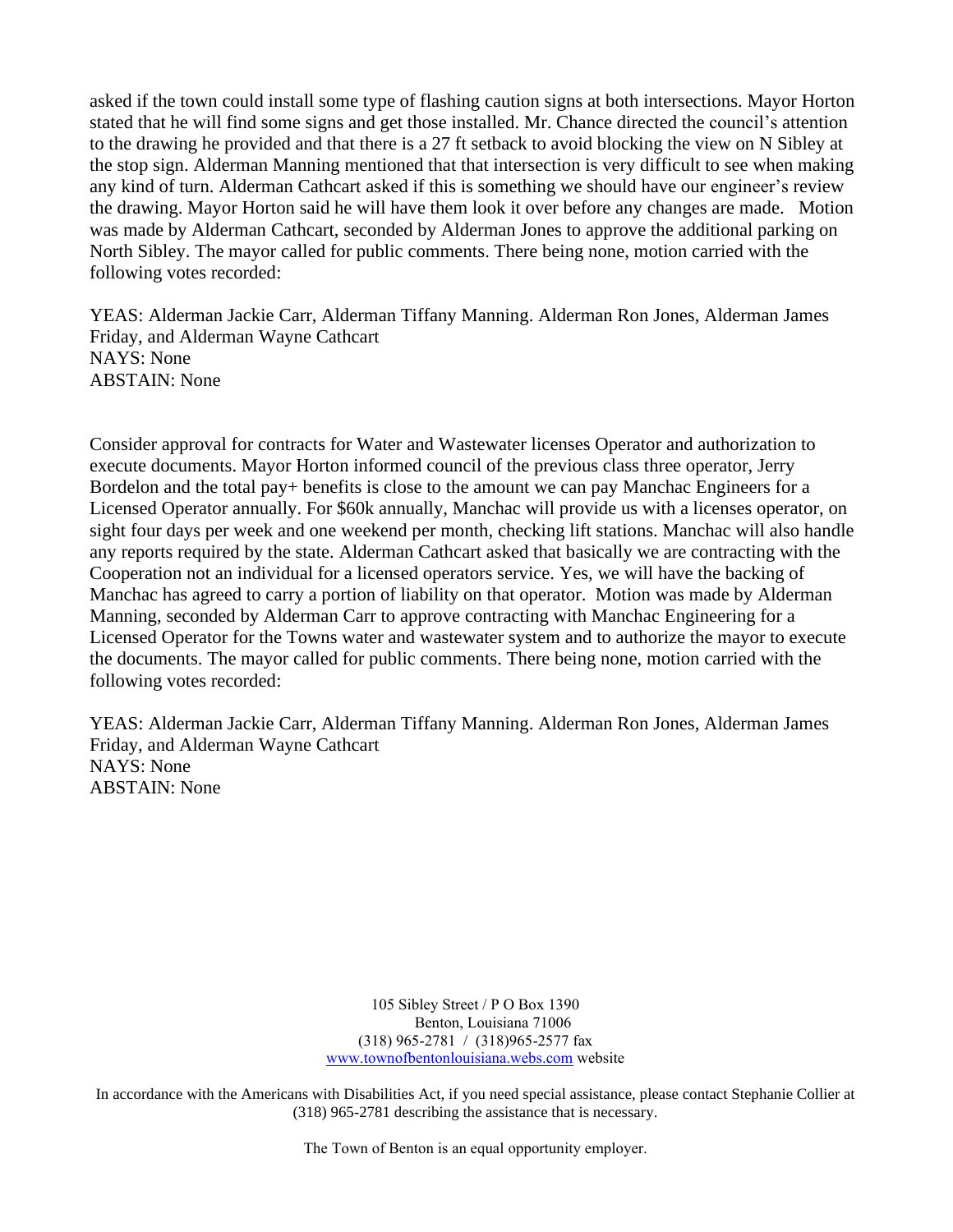asked if the town could install some type of flashing caution signs at both intersections. Mayor Horton stated that he will find some signs and get those installed. Mr. Chance directed the council's attention to the drawing he provided and that there is a 27 ft setback to avoid blocking the view on N Sibley at the stop sign. Alderman Manning mentioned that that intersection is very difficult to see when making any kind of turn. Alderman Cathcart asked if this is something we should have our engineer's review the drawing. Mayor Horton said he will have them look it over before any changes are made. Motion was made by Alderman Cathcart, seconded by Alderman Jones to approve the additional parking on North Sibley. The mayor called for public comments. There being none, motion carried with the following votes recorded:

YEAS: Alderman Jackie Carr, Alderman Tiffany Manning. Alderman Ron Jones, Alderman James Friday, and Alderman Wayne Cathcart
NAYS: None
ABSTAIN: None

Consider approval for contracts for Water and Wastewater licenses Operator and authorization to execute documents. Mayor Horton informed council of the previous class three operator, Jerry Bordelon and the total pay+ benefits is close to the amount we can pay Manchac Engineers for a Licensed Operator annually. For $60k annually, Manchac will provide us with a licenses operator, on sight four days per week and one weekend per month, checking lift stations. Manchac will also handle any reports required by the state. Alderman Cathcart asked that basically we are contracting with the Cooperation not an individual for a licensed operators service. Yes, we will have the backing of Manchac has agreed to carry a portion of liability on that operator. Motion was made by Alderman Manning, seconded by Alderman Carr to approve contracting with Manchac Engineering for a Licensed Operator for the Towns water and wastewater system and to authorize the mayor to execute the documents. The mayor called for public comments. There being none, motion carried with the following votes recorded:

YEAS: Alderman Jackie Carr, Alderman Tiffany Manning. Alderman Ron Jones, Alderman James Friday, and Alderman Wayne Cathcart
NAYS: None
ABSTAIN: None

105 Sibley Street / P O Box 1390
Benton, Louisiana 71006
(318) 965-2781 / (318)965-2577 fax
www.townofbentonlouisiana.webs.com website

In accordance with the Americans with Disabilities Act, if you need special assistance, please contact Stephanie Collier at (318) 965-2781 describing the assistance that is necessary.

The Town of Benton is an equal opportunity employer.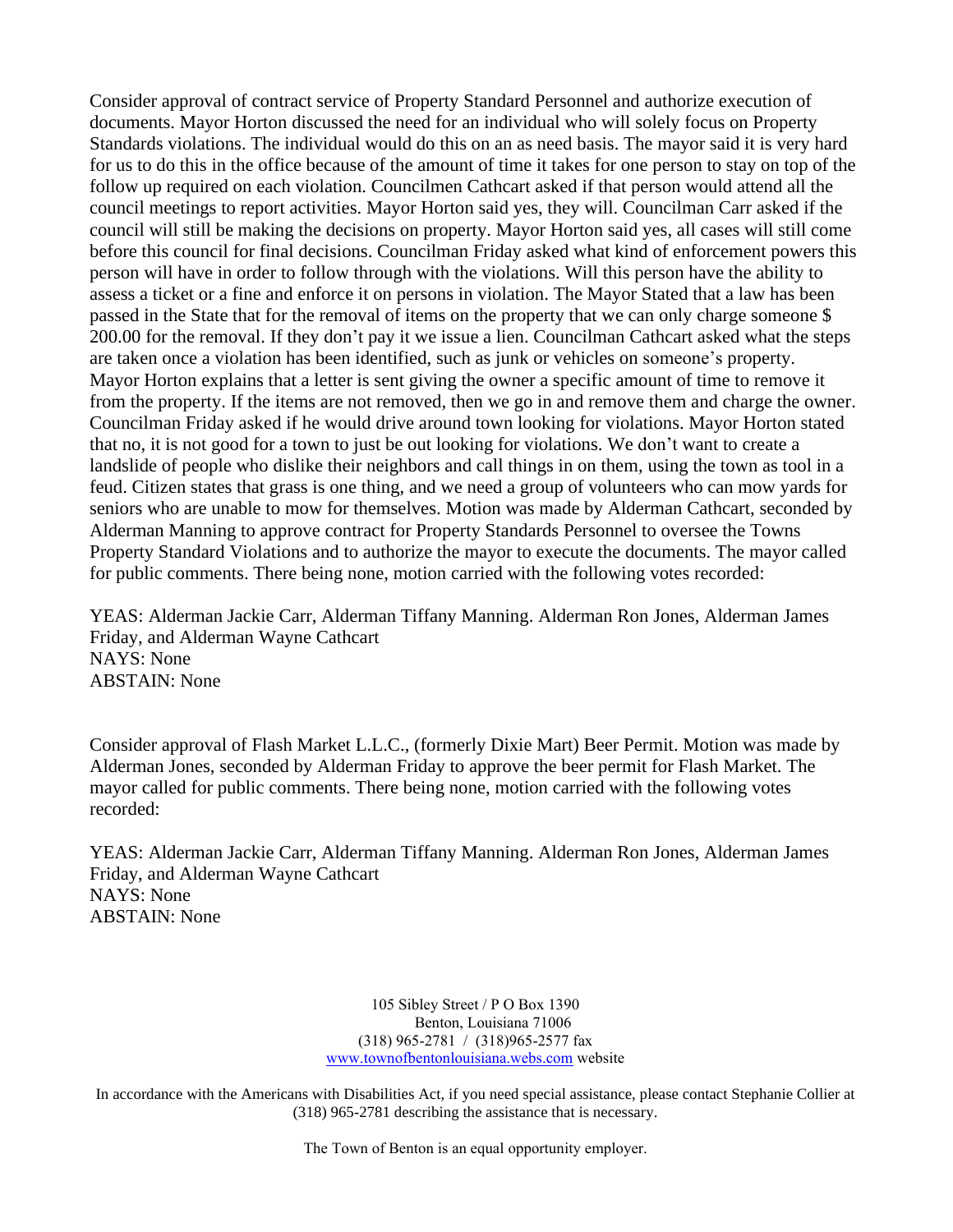Consider approval of contract service of Property Standard Personnel and authorize execution of documents. Mayor Horton discussed the need for an individual who will solely focus on Property Standards violations. The individual would do this on an as need basis. The mayor said it is very hard for us to do this in the office because of the amount of time it takes for one person to stay on top of the follow up required on each violation. Councilmen Cathcart asked if that person would attend all the council meetings to report activities. Mayor Horton said yes, they will. Councilman Carr asked if the council will still be making the decisions on property. Mayor Horton said yes, all cases will still come before this council for final decisions. Councilman Friday asked what kind of enforcement powers this person will have in order to follow through with the violations. Will this person have the ability to assess a ticket or a fine and enforce it on persons in violation. The Mayor Stated that a law has been passed in the State that for the removal of items on the property that we can only charge someone $ 200.00 for the removal. If they don't pay it we issue a lien. Councilman Cathcart asked what the steps are taken once a violation has been identified, such as junk or vehicles on someone's property. Mayor Horton explains that a letter is sent giving the owner a specific amount of time to remove it from the property. If the items are not removed, then we go in and remove them and charge the owner. Councilman Friday asked if he would drive around town looking for violations. Mayor Horton stated that no, it is not good for a town to just be out looking for violations. We don't want to create a landslide of people who dislike their neighbors and call things in on them, using the town as tool in a feud. Citizen states that grass is one thing, and we need a group of volunteers who can mow yards for seniors who are unable to mow for themselves. Motion was made by Alderman Cathcart, seconded by Alderman Manning to approve contract for Property Standards Personnel to oversee the Towns Property Standard Violations and to authorize the mayor to execute the documents. The mayor called for public comments. There being none, motion carried with the following votes recorded:

YEAS: Alderman Jackie Carr, Alderman Tiffany Manning. Alderman Ron Jones, Alderman James Friday, and Alderman Wayne Cathcart
NAYS: None
ABSTAIN: None

Consider approval of Flash Market L.L.C., (formerly Dixie Mart) Beer Permit. Motion was made by Alderman Jones, seconded by Alderman Friday to approve the beer permit for Flash Market. The mayor called for public comments. There being none, motion carried with the following votes recorded:

YEAS: Alderman Jackie Carr, Alderman Tiffany Manning. Alderman Ron Jones, Alderman James Friday, and Alderman Wayne Cathcart
NAYS: None
ABSTAIN: None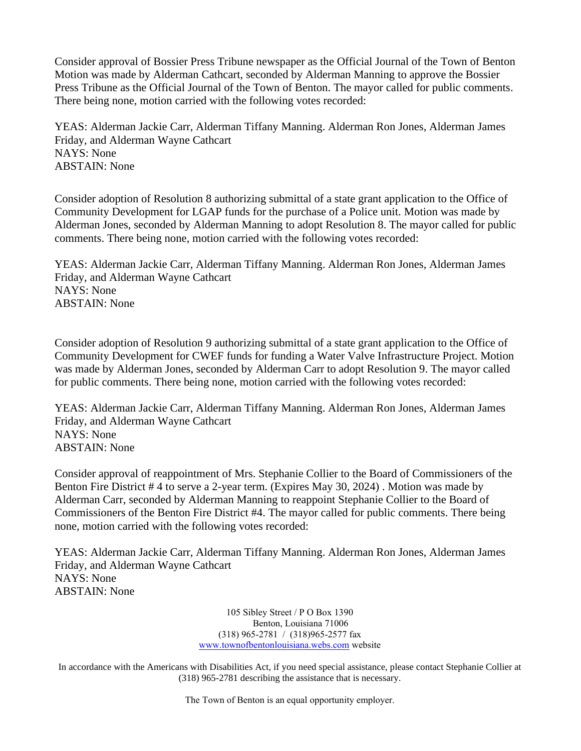Consider approval of Bossier Press Tribune newspaper as the Official Journal of the Town of Benton Motion was made by Alderman Cathcart, seconded by Alderman Manning to approve the Bossier Press Tribune as the Official Journal of the Town of Benton. The mayor called for public comments. There being none, motion carried with the following votes recorded:

YEAS: Alderman Jackie Carr, Alderman Tiffany Manning. Alderman Ron Jones, Alderman James Friday, and Alderman Wayne Cathcart
NAYS: None
ABSTAIN: None

Consider adoption of Resolution 8 authorizing submittal of a state grant application to the Office of Community Development for LGAP funds for the purchase of a Police unit. Motion was made by Alderman Jones, seconded by Alderman Manning to adopt Resolution 8. The mayor called for public comments. There being none, motion carried with the following votes recorded:

YEAS: Alderman Jackie Carr, Alderman Tiffany Manning. Alderman Ron Jones, Alderman James Friday, and Alderman Wayne Cathcart
NAYS: None
ABSTAIN: None

Consider adoption of Resolution 9 authorizing submittal of a state grant application to the Office of Community Development for CWEF funds for funding a Water Valve Infrastructure Project. Motion was made by Alderman Jones, seconded by Alderman Carr to adopt Resolution 9. The mayor called for public comments. There being none, motion carried with the following votes recorded:

YEAS: Alderman Jackie Carr, Alderman Tiffany Manning. Alderman Ron Jones, Alderman James Friday, and Alderman Wayne Cathcart
NAYS: None
ABSTAIN: None

Consider approval of reappointment of Mrs. Stephanie Collier to the Board of Commissioners of the Benton Fire District # 4 to serve a 2-year term. (Expires May 30, 2024) . Motion was made by Alderman Carr, seconded by Alderman Manning to reappoint Stephanie Collier to the Board of Commissioners of the Benton Fire District #4. The mayor called for public comments. There being none, motion carried with the following votes recorded:

YEAS: Alderman Jackie Carr, Alderman Tiffany Manning. Alderman Ron Jones, Alderman James Friday, and Alderman Wayne Cathcart
NAYS: None
ABSTAIN: None

105 Sibley Street / P O Box 1390
Benton, Louisiana 71006
(318) 965-2781 / (318)965-2577 fax
www.townofbentonlouisiana.webs.com website

In accordance with the Americans with Disabilities Act, if you need special assistance, please contact Stephanie Collier at (318) 965-2781 describing the assistance that is necessary.

The Town of Benton is an equal opportunity employer.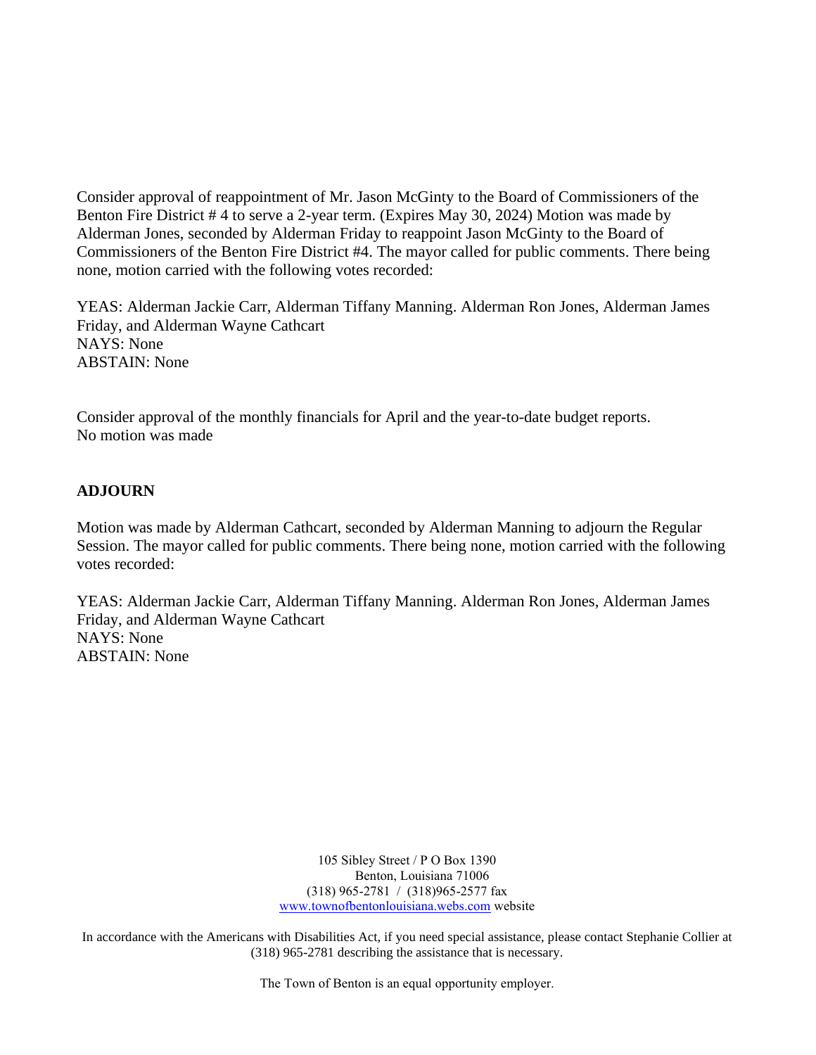Consider approval of reappointment of Mr. Jason McGinty to the Board of Commissioners of the Benton Fire District # 4 to serve a 2-year term. (Expires May 30, 2024) Motion was made by Alderman Jones, seconded by Alderman Friday to reappoint Jason McGinty to the Board of Commissioners of the Benton Fire District #4. The mayor called for public comments. There being none, motion carried with the following votes recorded:

YEAS: Alderman Jackie Carr, Alderman Tiffany Manning. Alderman Ron Jones, Alderman James Friday, and Alderman Wayne Cathcart
NAYS: None
ABSTAIN: None

Consider approval of the monthly financials for April and the year-to-date budget reports.
No motion was made

**ADJOURN**

Motion was made by Alderman Cathcart, seconded by Alderman Manning to adjourn the Regular Session. The mayor called for public comments. There being none, motion carried with the following votes recorded:

YEAS: Alderman Jackie Carr, Alderman Tiffany Manning. Alderman Ron Jones, Alderman James Friday, and Alderman Wayne Cathcart
NAYS: None
ABSTAIN: None

105 Sibley Street / P O Box 1390
Benton, Louisiana 71006
(318) 965-2781 / (318)965-2577 fax
www.townofbentonlouisiana.webs.com website

In accordance with the Americans with Disabilities Act, if you need special assistance, please contact Stephanie Collier at (318) 965-2781 describing the assistance that is necessary.

The Town of Benton is an equal opportunity employer.